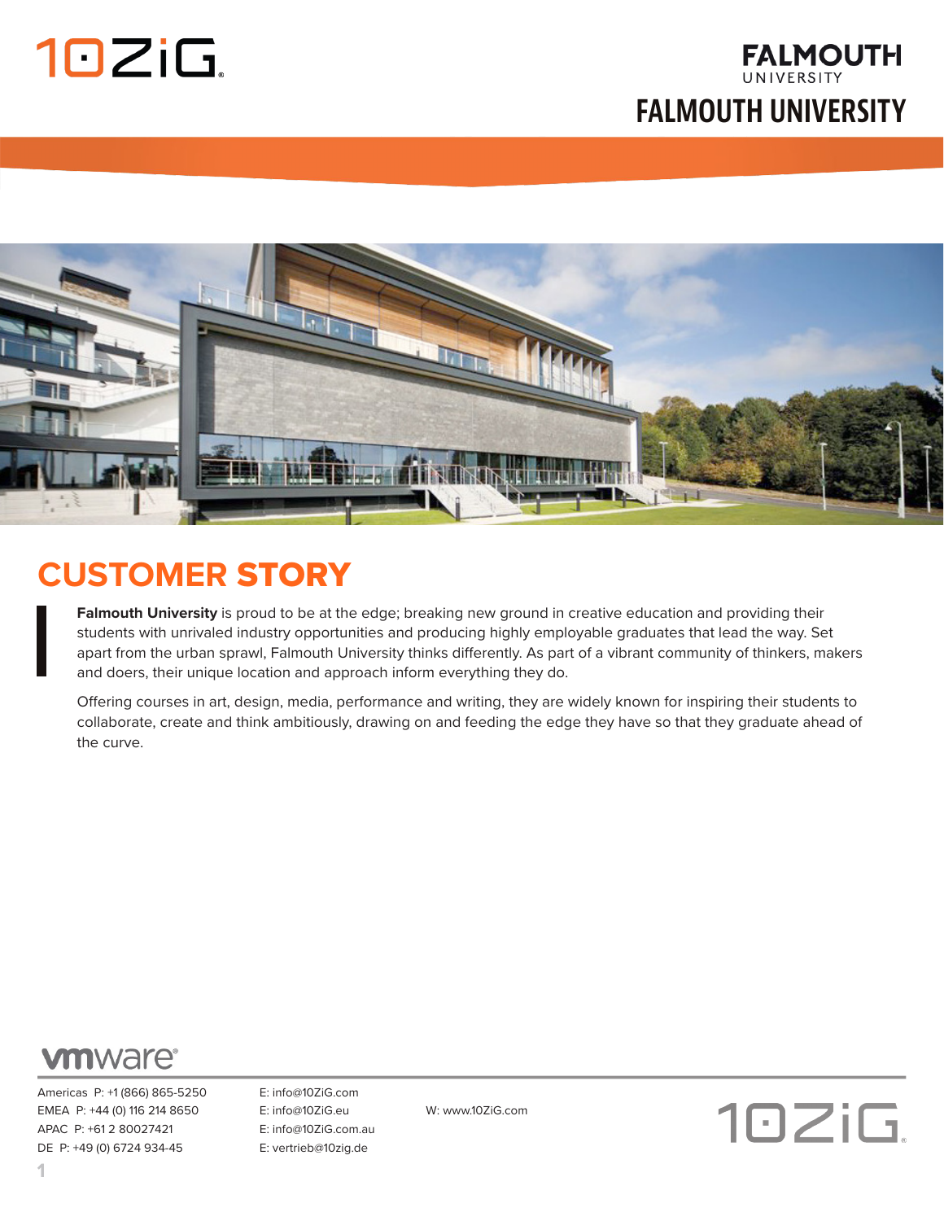# FALMOUTH UNIVERSITY

## CUSTOMER STORY

**Falmouth University** is proud to be at the edge; breaking new ground in creative education and providing their students with unrivaled industry opportunities and producing highly employable graduates that lead the way. Set apart from the urban sprawl, Falmouth University thinks differently. As part of a vibrant community of thinkers, makers and doers, their unique location and approach inform everything they do.

Offering courses in art, design, media, performance and writing, they are widely known for inspiring their students to collaborate, create and think ambitiously, drawing on and feeding the edge they have so that they graduate ahead of the curve.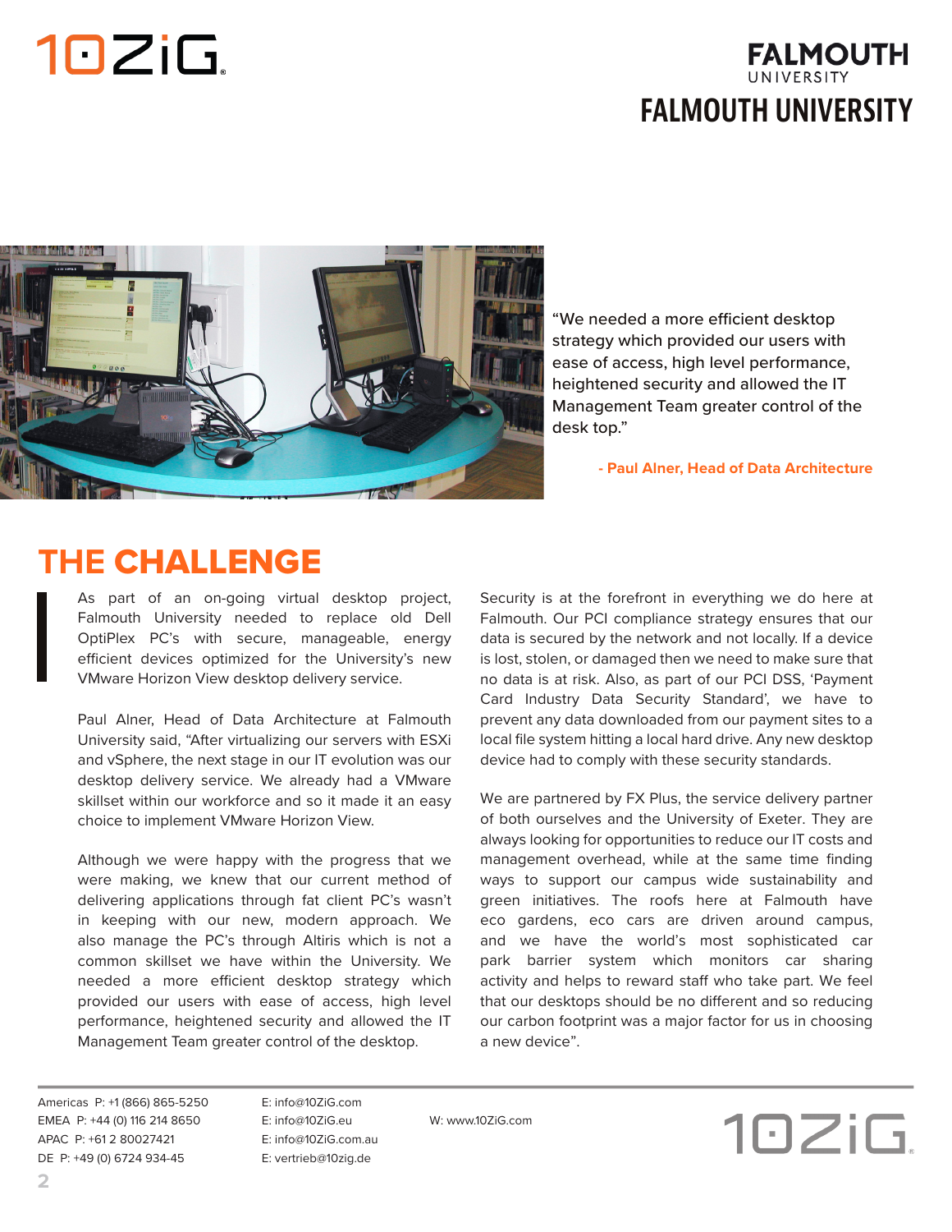# FALMOUTH UNIVERSITY

"We needed a more efficient desktop strategy which provided our users with ease of access, high level performance, heightened security and allowed the IT Management Team greater control of the desk top."

**- Paul Alner, Head of Data Architecture**

## THE CHALLENGE

As part of an on-going virtual desktop project, Falmouth University needed to replace old Dell OptiPlex PC's with secure, manageable, energy efficient devices optimized for the University's new VMware Horizon View desktop delivery service.

Paul Alner, Head of Data Architecture at Falmouth University said, "After virtualizing our servers with ESXi and vSphere, the next stage in our IT evolution was our desktop delivery service. We already had a VMware skillset within our workforce and so it made it an easy choice to implement VMware Horizon View.

Although we were happy with the progress that we were making, we knew that our current method of delivering applications through fat client PC's wasn't in keeping with our new, modern approach. We also manage the PC's through Altiris which is not a common skillset we have within the University. We needed a more efficient desktop strategy which provided our users with ease of access, high level performance, heightened security and allowed the IT Management Team greater control of the desktop.

Security is at the forefront in everything we do here at Falmouth. Our PCI compliance strategy ensures that our data is secured by the network and not locally. If a device is lost, stolen, or damaged then we need to make sure that no data is at risk. Also, as part of our PCI DSS, 'Payment Card Industry Data Security Standard', we have to prevent any data downloaded from our payment sites to a local file system hitting a local hard drive. Any new desktop device had to comply with these security standards.

We are partnered by FX Plus, the service delivery partner of both ourselves and the University of Exeter. They are always looking for opportunities to reduce our IT costs and management overhead, while at the same time finding ways to support our campus wide sustainability and green initiatives. The roofs here at Falmouth have eco gardens, eco cars are driven around campus, and we have the world's most sophisticated car park barrier system which monitors car sharing activity and helps to reward staff who take part. We feel that our desktops should be no different and so reducing our carbon footprint was a major factor for us in choosing a new device".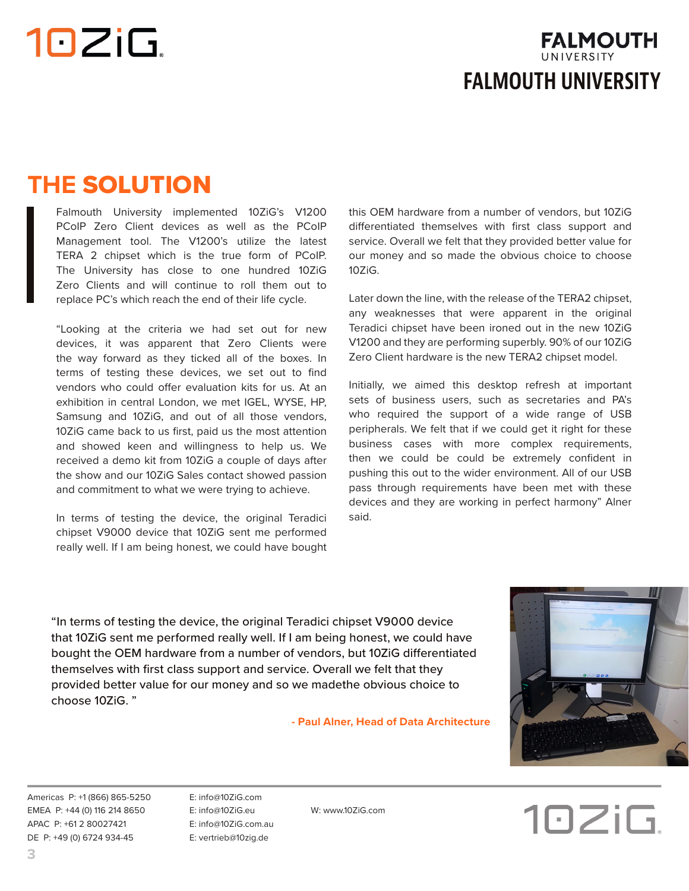# THE SOLUTION

Falmouth University implemented 10ZiG's V1200 PCoIP Zero Client devices as well as the PCoIP Management tool. The V1200's utilize the latest TERA 2 chipset which is the true form of PCoIP. The University has close to one hundred 10ZiG Zero Clients and will continue to roll them out to replace PC's which reach the end of their life cycle.

"Looking at the criteria we had set out for new devices, it was apparent that Zero Clients were the way forward as they ticked all of the boxes. In terms of testing these devices, we set out to find vendors who could offer evaluation kits for us. At an exhibition in central London, we met IGEL, WYSE, HP, Samsung and 10ZiG, and out of all those vendors, 10ZiG came back to us first, paid us the most attention and showed keen and willingness to help us. We received a demo kit from 10ZiG a couple of days after the show and our 10ZiG Sales contact showed passion and commitment to what we were trying to achieve.

In terms of testing the device, the original Teradici chipset V9000 device that 10ZiG sent me performed really well. If I am being honest, we could have bought this OEM hardware from a number of vendors, but 10ZiG differentiated themselves with first class support and service. Overall we felt that they provided better value for our money and so made the obvious choice to choose 10ZiG.

Later down the line, with the release of the TERA2 chipset, any weaknesses that were apparent in the original Teradici chipset have been ironed out in the new 10ZiG V1200 and they are performing superbly. 90% of our 10ZiG Zero Client hardware is the new TERA2 chipset model.

Initially, we aimed this desktop refresh at important sets of business users, such as secretaries and PA's who required the support of a wide range of USB peripherals. We felt that if we could get it right for these business cases with more complex requirements, then we could be could be extremely confident in pushing this out to the wider environment. All of our USB pass through requirements have been met with these devices and they are working in perfect harmony" Alner said.

> "In terms of testing the device, the original Teradici chipset V9000 device that 10ZiG sent me performed really well. If I am being honest, we could have bought the OEM hardware from a number of vendors, but 10ZiG differentiated themselves with first class support and service. Overall we felt that they provided better value for our money and so we madethe obvious choice to choose 10ZiG. "
>
> **- Paul Alner, Head of Data Architecture**

Americas P: +1 (866) 865-5250 E: info@10ZiG.com
EMEA P: +44 (0) 116 214 8650 E: info@10ZiG.eu
APAC P: +61 2 80027421 E: info@10ZiG.com.au
DE P: +49 (0) 6724 934-45 E: vertrieb@10zig.de
W: www.10ZiG.com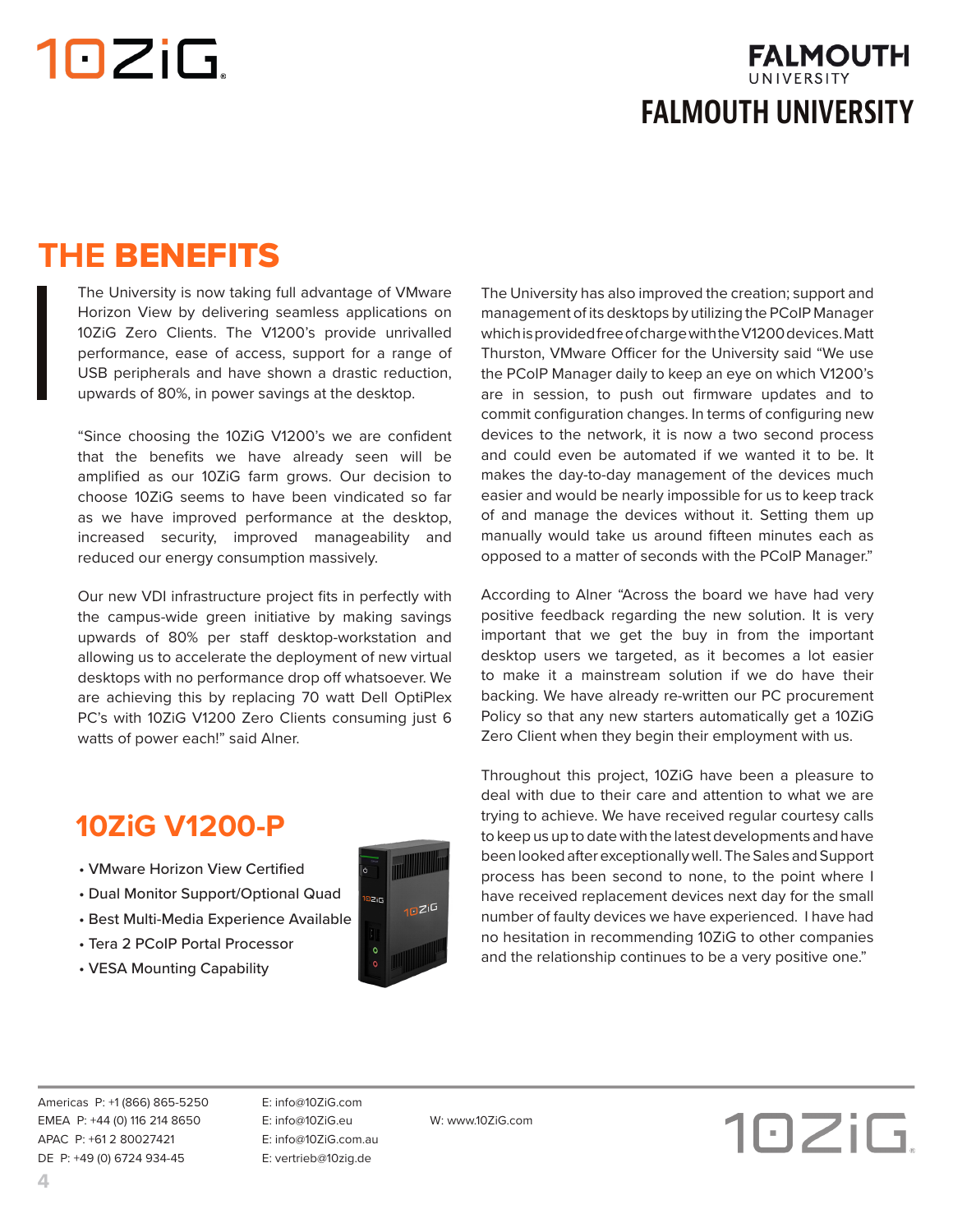# THE BENEFITS

The University is now taking full advantage of VMware Horizon View by delivering seamless applications on 10ZiG Zero Clients. The V1200's provide unrivalled performance, ease of access, support for a range of USB peripherals and have shown a drastic reduction, upwards of 80%, in power savings at the desktop.

"Since choosing the 10ZiG V1200's we are confident that the benefits we have already seen will be amplified as our 10ZiG farm grows. Our decision to choose 10ZiG seems to have been vindicated so far as we have improved performance at the desktop, increased security, improved manageability and reduced our energy consumption massively.

Our new VDI infrastructure project fits in perfectly with the campus-wide green initiative by making savings upwards of 80% per staff desktop-workstation and allowing us to accelerate the deployment of new virtual desktops with no performance drop off whatsoever. We are achieving this by replacing 70 watt Dell OptiPlex PC's with 10ZiG V1200 Zero Clients consuming just 6 watts of power each!" said Alner.

The University has also improved the creation; support and management of its desktops by utilizing the PCoIP Manager which is provided free of charge with the V1200 devices. Matt Thurston, VMware Officer for the University said "We use the PCoIP Manager daily to keep an eye on which V1200's are in session, to push out firmware updates and to commit configuration changes. In terms of configuring new devices to the network, it is now a two second process and could even be automated if we wanted it to be. It makes the day-to-day management of the devices much easier and would be nearly impossible for us to keep track of and manage the devices without it. Setting them up manually would take us around fifteen minutes each as opposed to a matter of seconds with the PCoIP Manager."

According to Alner "Across the board we have had very positive feedback regarding the new solution. It is very important that we get the buy in from the important desktop users we targeted, as it becomes a lot easier to make it a mainstream solution if we do have their backing. We have already re-written our PC procurement Policy so that any new starters automatically get a 10ZiG Zero Client when they begin their employment with us.

Throughout this project, 10ZiG have been a pleasure to deal with due to their care and attention to what we are trying to achieve. We have received regular courtesy calls to keep us up to date with the latest developments and have been looked after exceptionally well. The Sales and Support process has been second to none, to the point where I have received replacement devices next day for the small number of faulty devices we have experienced. I have had no hesitation in recommending 10ZiG to other companies and the relationship continues to be a very positive one."

## 10ZiG V1200-P

- VMware Horizon View Certified
- Dual Monitor Support/Optional Quad
- Best Multi-Media Experience Available
- Tera 2 PCoIP Portal Processor
- VESA Mounting Capability

Americas P: +1 (866) 865-5250 E: info@10ZiG.com
EMEA P: +44 (0) 116 214 8650 E: info@10ZiG.eu
APAC P: +61 2 80027421 E: info@10ZiG.com.au
DE P: +49 (0) 6724 934-45 E: vertrieb@10zig.de
W: www.10ZiG.com